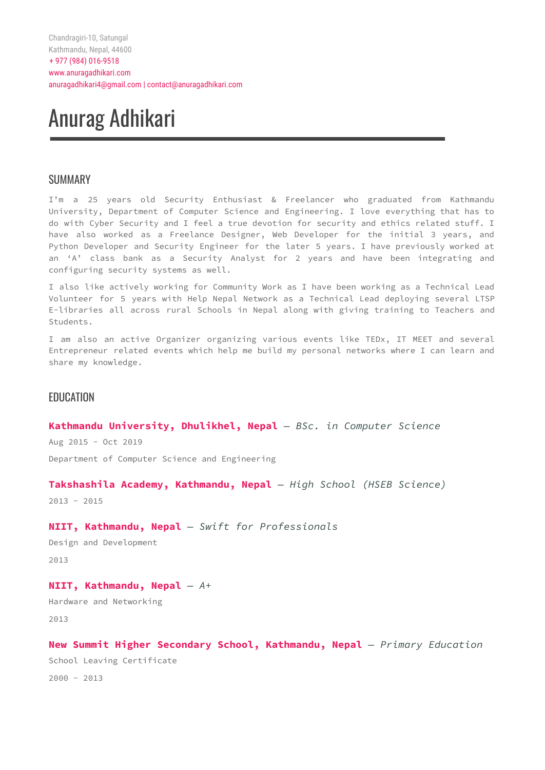Chandragiri-10, Satungal
Kathmandu, Nepal, 44600
+ 977 (984) 016-9518
www.anuragadhikari.com
anuragadhikari4@gmail.com | contact@anuragadhikari.com

# Anurag Adhikari

## SUMMARY

I'm a 25 years old Security Enthusiast & Freelancer who graduated from Kathmandu University, Department of Computer Science and Engineering. I love everything that has to do with Cyber Security and I feel a true devotion for security and ethics related stuff. I have also worked as a Freelance Designer, Web Developer for the initial 3 years, and Python Developer and Security Engineer for the later 5 years. I have previously worked at an 'A' class bank as a Security Analyst for 2 years and have been integrating and configuring security systems as well.

I also like actively working for Community Work as I have been working as a Technical Lead Volunteer for 5 years with Help Nepal Network as a Technical Lead deploying several LTSP E-libraries all across rural Schools in Nepal along with giving training to Teachers and Students.

I am also an active Organizer organizing various events like TEDx, IT MEET and several Entrepreneur related events which help me build my personal networks where I can learn and share my knowledge.

## EDUCATION

### **Kathmandu University, Dhulikhel, Nepal** — *BSc. in Computer Science*

Aug 2015 - Oct 2019

Department of Computer Science and Engineering

### **Takshashila Academy, Kathmandu, Nepal** — *High School (HSEB Science)*

2013 - 2015

### **NIIT, Kathmandu, Nepal** — *Swift for Professionals*

Design and Development

2013

### **NIIT, Kathmandu, Nepal** — *A+*

Hardware and Networking

2013

### **New Summit Higher Secondary School, Kathmandu, Nepal** — *Primary Education*

School Leaving Certificate

2000 - 2013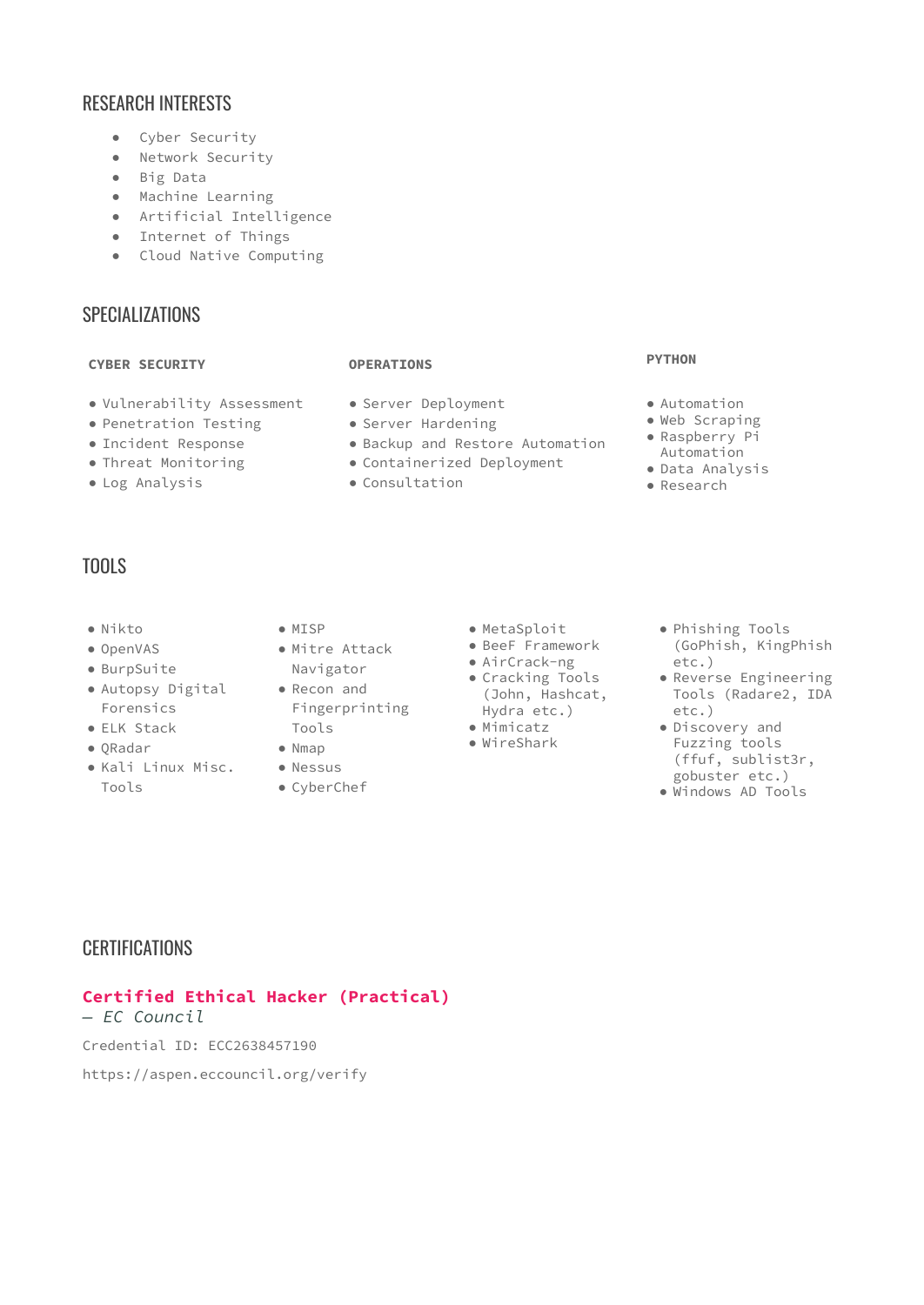## RESEARCH INTERESTS

- Cyber Security
- Network Security
- Big Data
- Machine Learning
- Artificial Intelligence
- Internet of Things
- Cloud Native Computing

## SPECIALIZATIONS

### CYBER SECURITY

- Vulnerability Assessment
- Penetration Testing
- Incident Response
- Threat Monitoring
- Log Analysis

### OPERATIONS

- Server Deployment
- Server Hardening
- Backup and Restore Automation
- Containerized Deployment
- Consultation

### PYTHON

- Automation
- Web Scraping
- Raspberry Pi Automation
- Data Analysis
- Research

## TOOLS

- Nikto
- OpenVAS
- BurpSuite
- Autopsy Digital Forensics
- ELK Stack
- QRadar
- Kali Linux Misc. Tools
- MISP
- Mitre Attack Navigator
- Recon and Fingerprinting Tools
- Nmap
- Nessus
- CyberChef
- MetaSploit
- BeeF Framework
- AirCrack-ng
- Cracking Tools (John, Hashcat, Hydra etc.)
- Mimicatz
- WireShark
- Phishing Tools (GoPhish, KingPhish etc.)
- Reverse Engineering Tools (Radare2, IDA etc.)
- Discovery and Fuzzing tools (ffuf, sublist3r, gobuster etc.)
- Windows AD Tools

## CERTIFICATIONS

**Certified Ethical Hacker (Practical)**
*— EC Council*

Credential ID: ECC2638457190

https://aspen.eccouncil.org/verify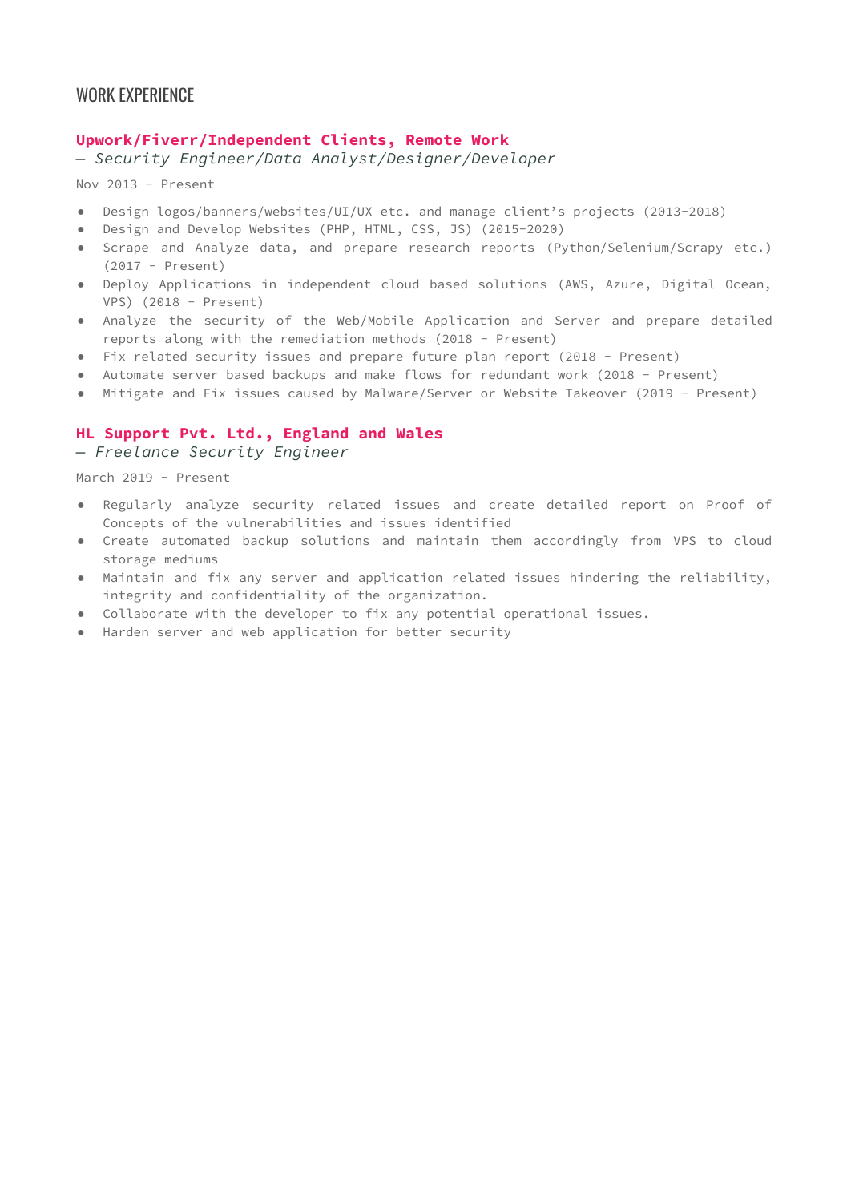## WORK EXPERIENCE

### **Upwork/Fiverr/Independent Clients, Remote Work**
— *Security Engineer/Data Analyst/Designer/Developer*

Nov 2013 - Present

- Design logos/banners/websites/UI/UX etc. and manage client's projects (2013-2018)
- Design and Develop Websites (PHP, HTML, CSS, JS) (2015-2020)
- Scrape and Analyze data, and prepare research reports (Python/Selenium/Scrapy etc.) (2017 - Present)
- Deploy Applications in independent cloud based solutions (AWS, Azure, Digital Ocean, VPS) (2018 - Present)
- Analyze the security of the Web/Mobile Application and Server and prepare detailed reports along with the remediation methods (2018 - Present)
- Fix related security issues and prepare future plan report (2018 - Present)
- Automate server based backups and make flows for redundant work (2018 - Present)
- Mitigate and Fix issues caused by Malware/Server or Website Takeover (2019 - Present)

### **HL Support Pvt. Ltd., England and Wales**
— *Freelance Security Engineer*

March 2019 - Present

- Regularly analyze security related issues and create detailed report on Proof of Concepts of the vulnerabilities and issues identified
- Create automated backup solutions and maintain them accordingly from VPS to cloud storage mediums
- Maintain and fix any server and application related issues hindering the reliability, integrity and confidentiality of the organization.
- Collaborate with the developer to fix any potential operational issues.
- Harden server and web application for better security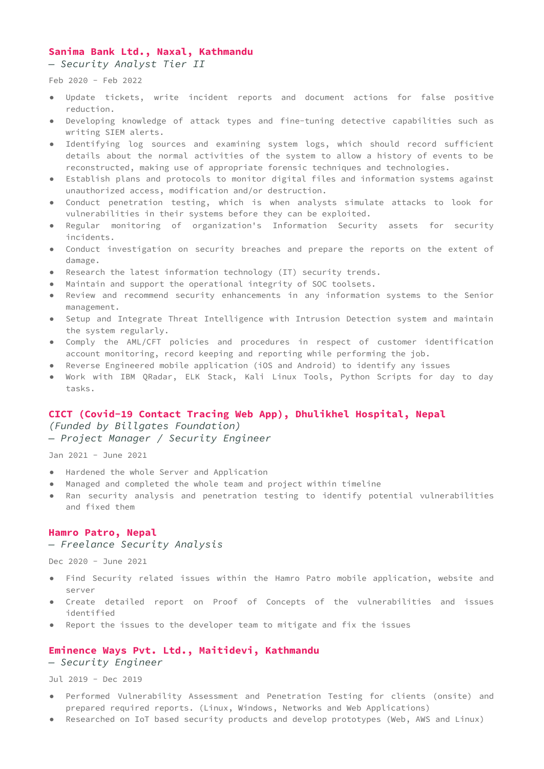### Sanima Bank Ltd., Naxal, Kathmandu
*— Security Analyst Tier II*

Feb 2020 - Feb 2022

- Update tickets, write incident reports and document actions for false positive reduction.
- Developing knowledge of attack types and fine-tuning detective capabilities such as writing SIEM alerts.
- Identifying log sources and examining system logs, which should record sufficient details about the normal activities of the system to allow a history of events to be reconstructed, making use of appropriate forensic techniques and technologies.
- Establish plans and protocols to monitor digital files and information systems against unauthorized access, modification and/or destruction.
- Conduct penetration testing, which is when analysts simulate attacks to look for vulnerabilities in their systems before they can be exploited.
- Regular monitoring of organization's Information Security assets for security incidents.
- Conduct investigation on security breaches and prepare the reports on the extent of damage.
- Research the latest information technology (IT) security trends.
- Maintain and support the operational integrity of SOC toolsets.
- Review and recommend security enhancements in any information systems to the Senior management.
- Setup and Integrate Threat Intelligence with Intrusion Detection system and maintain the system regularly.
- Comply the AML/CFT policies and procedures in respect of customer identification account monitoring, record keeping and reporting while performing the job.
- Reverse Engineered mobile application (iOS and Android) to identify any issues
- Work with IBM QRadar, ELK Stack, Kali Linux Tools, Python Scripts for day to day tasks.

### CICT (Covid-19 Contact Tracing Web App), Dhulikhel Hospital, Nepal
*(Funded by Billgates Foundation)*
*— Project Manager / Security Engineer*

Jan 2021 - June 2021

- Hardened the whole Server and Application
- Managed and completed the whole team and project within timeline
- Ran security analysis and penetration testing to identify potential vulnerabilities and fixed them

### Hamro Patro, Nepal
*— Freelance Security Analysis*

Dec 2020 - June 2021

- Find Security related issues within the Hamro Patro mobile application, website and server
- Create detailed report on Proof of Concepts of the vulnerabilities and issues identified
- Report the issues to the developer team to mitigate and fix the issues

### Eminence Ways Pvt. Ltd., Maitidevi, Kathmandu
*— Security Engineer*

Jul 2019 - Dec 2019

- Performed Vulnerability Assessment and Penetration Testing for clients (onsite) and prepared required reports. (Linux, Windows, Networks and Web Applications)
- Researched on IoT based security products and develop prototypes (Web, AWS and Linux)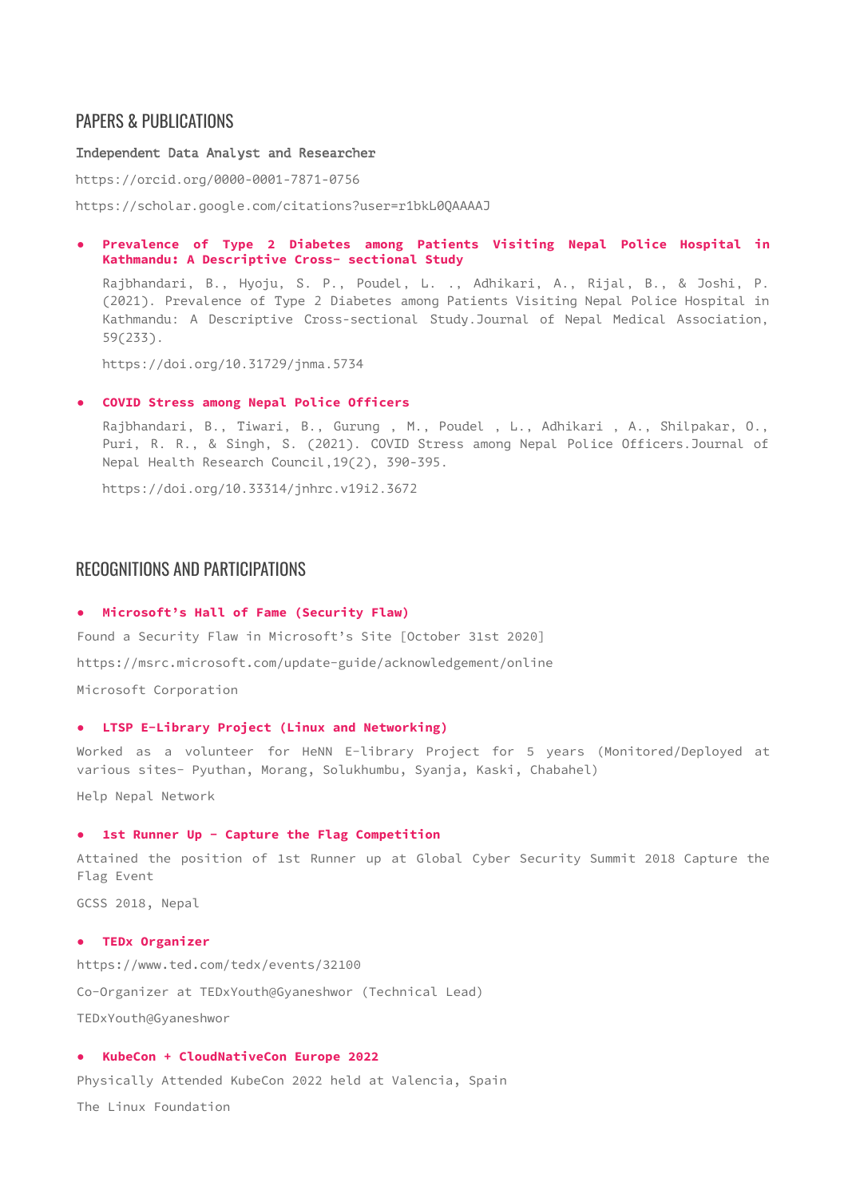## PAPERS & PUBLICATIONS

**Independent Data Analyst and Researcher**

https://orcid.org/0000-0001-7871-0756

https://scholar.google.com/citations?user=r1bkL0QAAAAJ

- **Prevalence of Type 2 Diabetes among Patients Visiting Nepal Police Hospital in Kathmandu: A Descriptive Cross- sectional Study**

  Rajbhandari, B., Hyoju, S. P., Poudel, L. ., Adhikari, A., Rijal, B., & Joshi, P. (2021). Prevalence of Type 2 Diabetes among Patients Visiting Nepal Police Hospital in Kathmandu: A Descriptive Cross-sectional Study.Journal of Nepal Medical Association, 59(233).

  https://doi.org/10.31729/jnma.5734

- **COVID Stress among Nepal Police Officers**

  Rajbhandari, B., Tiwari, B., Gurung , M., Poudel , L., Adhikari , A., Shilpakar, O., Puri, R. R., & Singh, S. (2021). COVID Stress among Nepal Police Officers.Journal of Nepal Health Research Council,19(2), 390-395.

  https://doi.org/10.33314/jnhrc.v19i2.3672

## RECOGNITIONS AND PARTICIPATIONS

- **Microsoft's Hall of Fame (Security Flaw)**

Found a Security Flaw in Microsoft's Site [October 31st 2020]

https://msrc.microsoft.com/update-guide/acknowledgement/online

Microsoft Corporation

- **LTSP E-Library Project (Linux and Networking)**

Worked as a volunteer for HeNN E-library Project for 5 years (Monitored/Deployed at various sites- Pyuthan, Morang, Solukhumbu, Syanja, Kaski, Chabahel)

Help Nepal Network

- **1st Runner Up - Capture the Flag Competition**

Attained the position of 1st Runner up at Global Cyber Security Summit 2018 Capture the Flag Event

GCSS 2018, Nepal

- **TEDx Organizer**

https://www.ted.com/tedx/events/32100

Co-Organizer at TEDxYouth@Gyaneshwor (Technical Lead)

TEDxYouth@Gyaneshwor

- **KubeCon + CloudNativeCon Europe 2022**

Physically Attended KubeCon 2022 held at Valencia, Spain

The Linux Foundation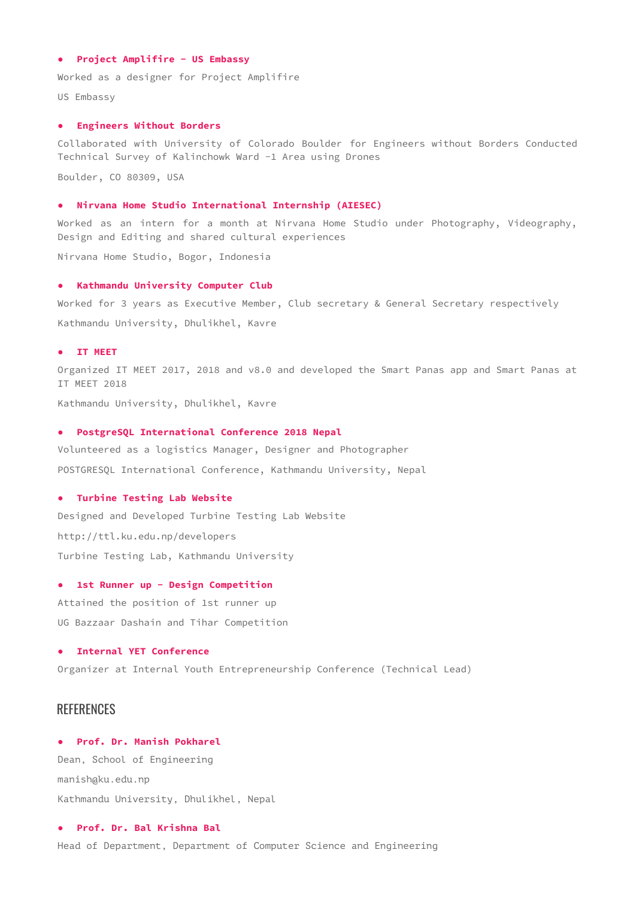- **Project Amplifire - US Embassy**

Worked as a designer for Project Amplifire

US Embassy

- **Engineers Without Borders**

Collaborated with University of Colorado Boulder for Engineers without Borders Conducted Technical Survey of Kalinchowk Ward -1 Area using Drones

Boulder, CO 80309, USA

- **Nirvana Home Studio International Internship (AIESEC)**

Worked as an intern for a month at Nirvana Home Studio under Photography, Videography, Design and Editing and shared cultural experiences

Nirvana Home Studio, Bogor, Indonesia

- **Kathmandu University Computer Club**

Worked for 3 years as Executive Member, Club secretary & General Secretary respectively

Kathmandu University, Dhulikhel, Kavre

- **IT MEET**

Organized IT MEET 2017, 2018 and v8.0 and developed the Smart Panas app and Smart Panas at IT MEET 2018

Kathmandu University, Dhulikhel, Kavre

- **PostgreSQL International Conference 2018 Nepal**

Volunteered as a logistics Manager, Designer and Photographer

POSTGRESQL International Conference, Kathmandu University, Nepal

- **Turbine Testing Lab Website**

Designed and Developed Turbine Testing Lab Website

http://ttl.ku.edu.np/developers

Turbine Testing Lab, Kathmandu University

- **1st Runner up - Design Competition**

Attained the position of 1st runner up

UG Bazzaar Dashain and Tihar Competition

- **Internal YET Conference**

Organizer at Internal Youth Entrepreneurship Conference (Technical Lead)

## REFERENCES

- **Prof. Dr. Manish Pokharel**

Dean, School of Engineering

manish@ku.edu.np

Kathmandu University, Dhulikhel, Nepal

- **Prof. Dr. Bal Krishna Bal**

Head of Department, Department of Computer Science and Engineering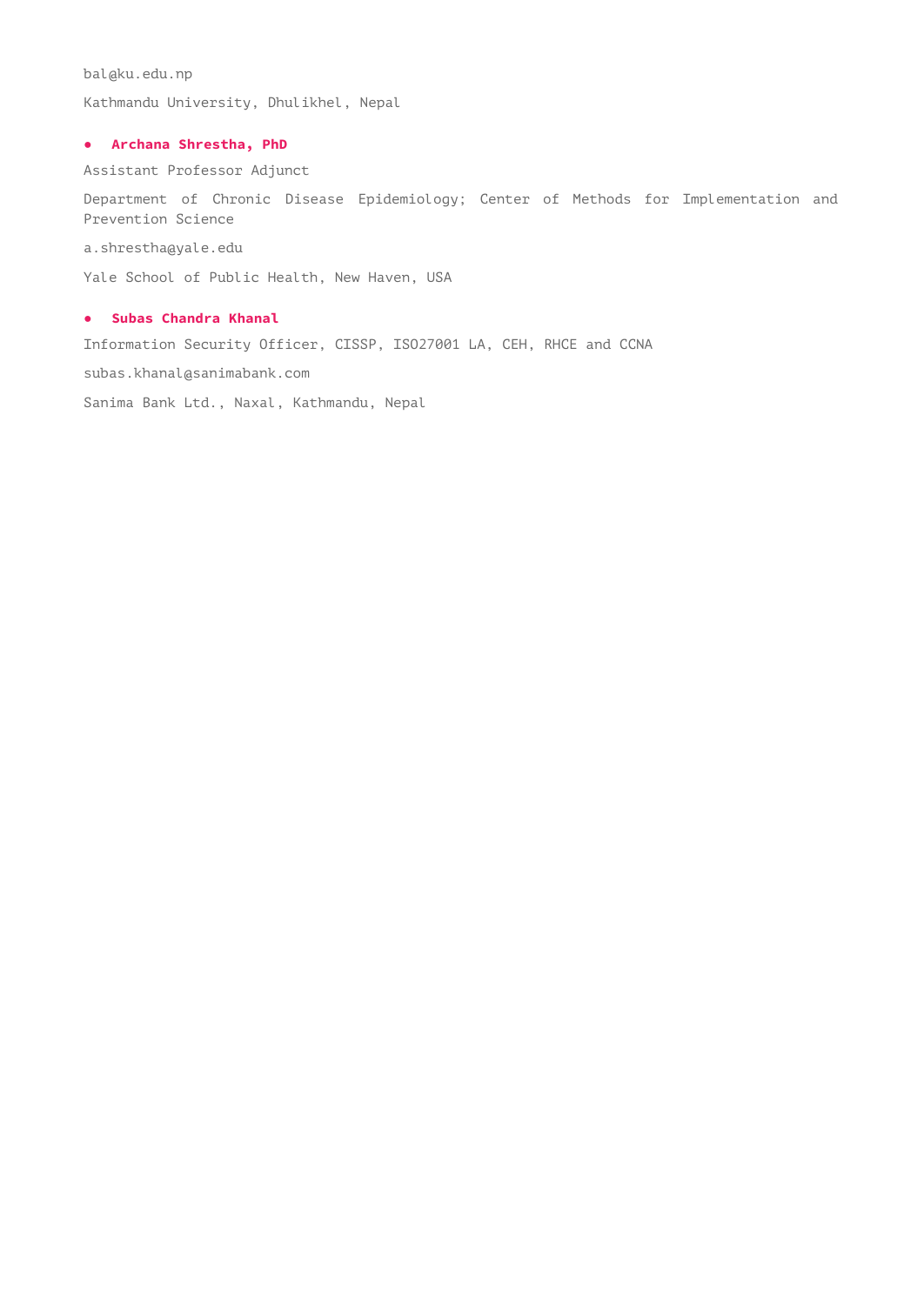bal@ku.edu.np

Kathmandu University, Dhulikhel, Nepal

- **Archana Shrestha, PhD**

Assistant Professor Adjunct

Department of Chronic Disease Epidemiology; Center of Methods for Implementation and Prevention Science

a.shrestha@yale.edu

Yale School of Public Health, New Haven, USA

- **Subas Chandra Khanal**

Information Security Officer, CISSP, ISO27001 LA, CEH, RHCE and CCNA

subas.khanal@sanimabank.com

Sanima Bank Ltd., Naxal, Kathmandu, Nepal